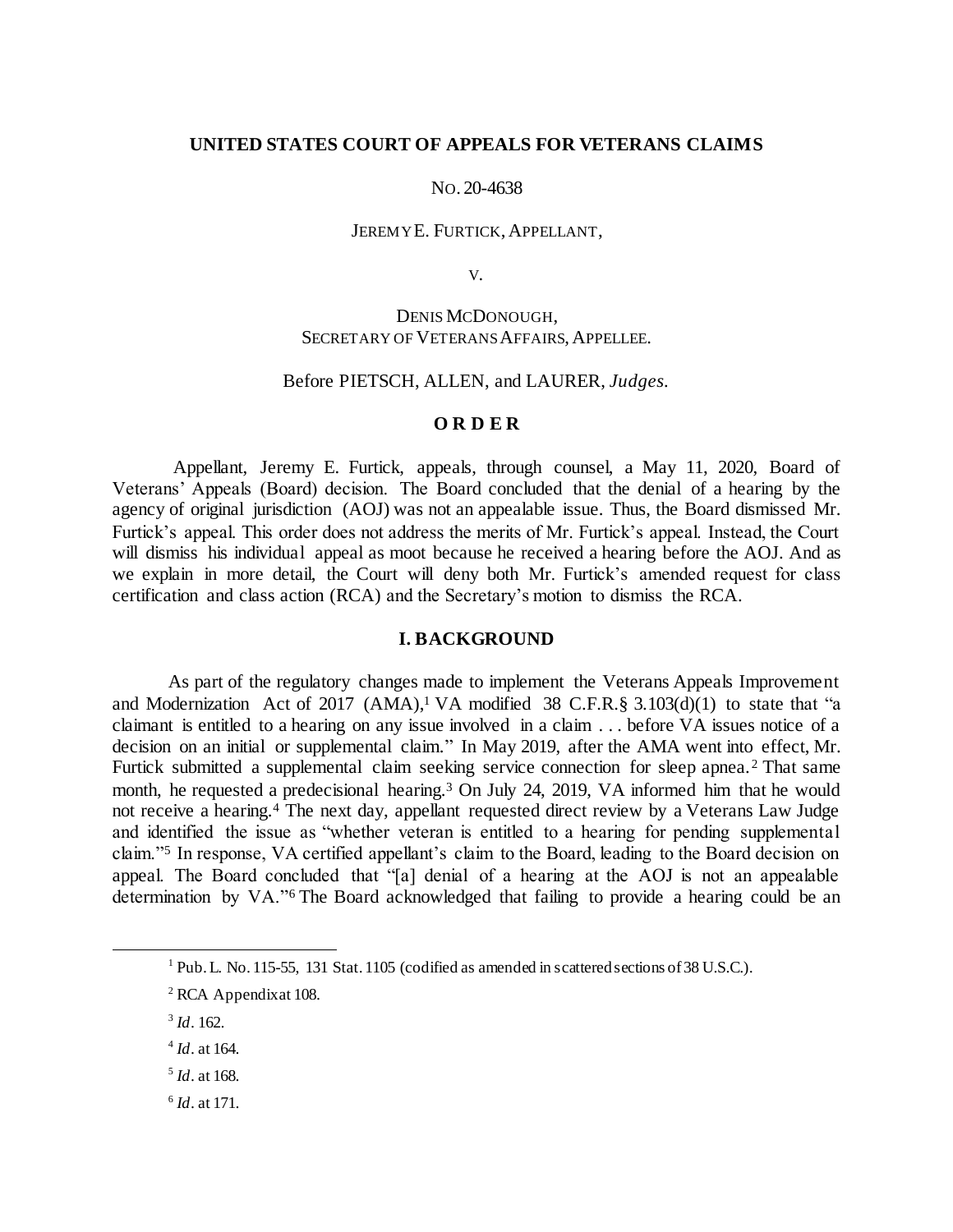**UNITED STATES COURT OF APPEALS FOR VETERANS CLAIMS**

NO. 20-4638

JEREMY E. FURTICK, APPELLANT,

V.

DENIS MCDONOUGH,
SECRETARY OF VETERANS AFFAIRS, APPELLEE.

Before PIETSCH, ALLEN, and LAURER, *Judges.*

**O R D E R**

Appellant, Jeremy E. Furtick, appeals, through counsel, a May 11, 2020, Board of Veterans' Appeals (Board) decision. The Board concluded that the denial of a hearing by the agency of original jurisdiction (AOJ) was not an appealable issue. Thus, the Board dismissed Mr. Furtick's appeal. This order does not address the merits of Mr. Furtick's appeal. Instead, the Court will dismiss his individual appeal as moot because he received a hearing before the AOJ. And as we explain in more detail, the Court will deny both Mr. Furtick's amended request for class certification and class action (RCA) and the Secretary's motion to dismiss the RCA.

**I. BACKGROUND**

As part of the regulatory changes made to implement the Veterans Appeals Improvement and Modernization Act of 2017 (AMA),[1] VA modified 38 C.F.R.§ 3.103(d)(1) to state that "a claimant is entitled to a hearing on any issue involved in a claim . . . before VA issues notice of a decision on an initial or supplemental claim." In May 2019, after the AMA went into effect, Mr. Furtick submitted a supplemental claim seeking service connection for sleep apnea.[2] That same month, he requested a predecisional hearing.[3] On July 24, 2019, VA informed him that he would not receive a hearing.[4] The next day, appellant requested direct review by a Veterans Law Judge and identified the issue as "whether veteran is entitled to a hearing for pending supplemental claim."[5] In response, VA certified appellant's claim to the Board, leading to the Board decision on appeal. The Board concluded that "[a] denial of a hearing at the AOJ is not an appealable determination by VA."[6] The Board acknowledged that failing to provide a hearing could be an

---

[1] Pub. L. No. 115-55, 131 Stat. 1105 (codified as amended in scattered sections of 38 U.S.C.).

[2] RCA Appendix at 108.

[3] *Id*. 162.

[4] *Id*. at 164.

[5] *Id*. at 168.

[6] *Id*. at 171.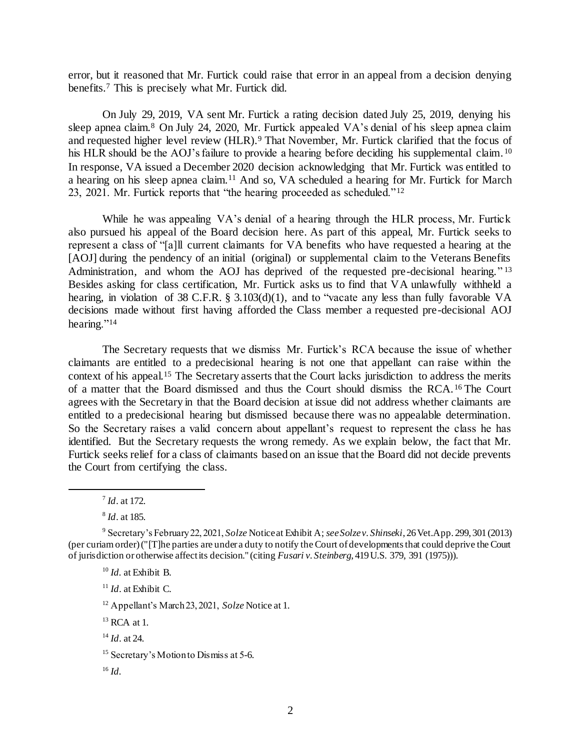error, but it reasoned that Mr. Furtick could raise that error in an appeal from a decision denying benefits.[7] This is precisely what Mr. Furtick did.

On July 29, 2019, VA sent Mr. Furtick a rating decision dated July 25, 2019, denying his sleep apnea claim.[8] On July 24, 2020, Mr. Furtick appealed VA's denial of his sleep apnea claim and requested higher level review (HLR).[9] That November, Mr. Furtick clarified that the focus of his HLR should be the AOJ's failure to provide a hearing before deciding his supplemental claim.[10] In response, VA issued a December 2020 decision acknowledging that Mr. Furtick was entitled to a hearing on his sleep apnea claim.[11] And so, VA scheduled a hearing for Mr. Furtick for March 23, 2021. Mr. Furtick reports that "the hearing proceeded as scheduled."[12]

While he was appealing VA's denial of a hearing through the HLR process, Mr. Furtick also pursued his appeal of the Board decision here. As part of this appeal, Mr. Furtick seeks to represent a class of "[a]ll current claimants for VA benefits who have requested a hearing at the [AOJ] during the pendency of an initial (original) or supplemental claim to the Veterans Benefits Administration, and whom the AOJ has deprived of the requested pre-decisional hearing."[13] Besides asking for class certification, Mr. Furtick asks us to find that VA unlawfully withheld a hearing, in violation of 38 C.F.R. § 3.103(d)(1), and to "vacate any less than fully favorable VA decisions made without first having afforded the Class member a requested pre-decisional AOJ hearing."[14]

The Secretary requests that we dismiss Mr. Furtick's RCA because the issue of whether claimants are entitled to a predecisional hearing is not one that appellant can raise within the context of his appeal.[15] The Secretary asserts that the Court lacks jurisdiction to address the merits of a matter that the Board dismissed and thus the Court should dismiss the RCA.[16] The Court agrees with the Secretary in that the Board decision at issue did not address whether claimants are entitled to a predecisional hearing but dismissed because there was no appealable determination. So the Secretary raises a valid concern about appellant's request to represent the class he has identified. But the Secretary requests the wrong remedy. As we explain below, the fact that Mr. Furtick seeks relief for a class of claimants based on an issue that the Board did not decide prevents the Court from certifying the class.

---

[7] *Id*. at 172.

[8] *Id*. at 185.

[9] Secretary's February 22, 2021, *Solze* Notice at Exhibit A; *see Solze v. Shinseki*, 26 Vet.App. 299, 301 (2013) (per curiam order) ("[T]he parties are under a duty to notify the Court of developments that could deprive the Court of jurisdiction or otherwise affect its decision." (citing *Fusari v. Steinberg*, 419 U.S. 379, 391 (1975))).

[10] *Id*. at Exhibit B.

[11] *Id*. at Exhibit C.

[12] Appellant's March 23, 2021, *Solze* Notice at 1.

[13] RCA at 1.

[14] *Id*. at 24.

[15] Secretary's Motion to Dismiss at 5-6.

[16] *Id*.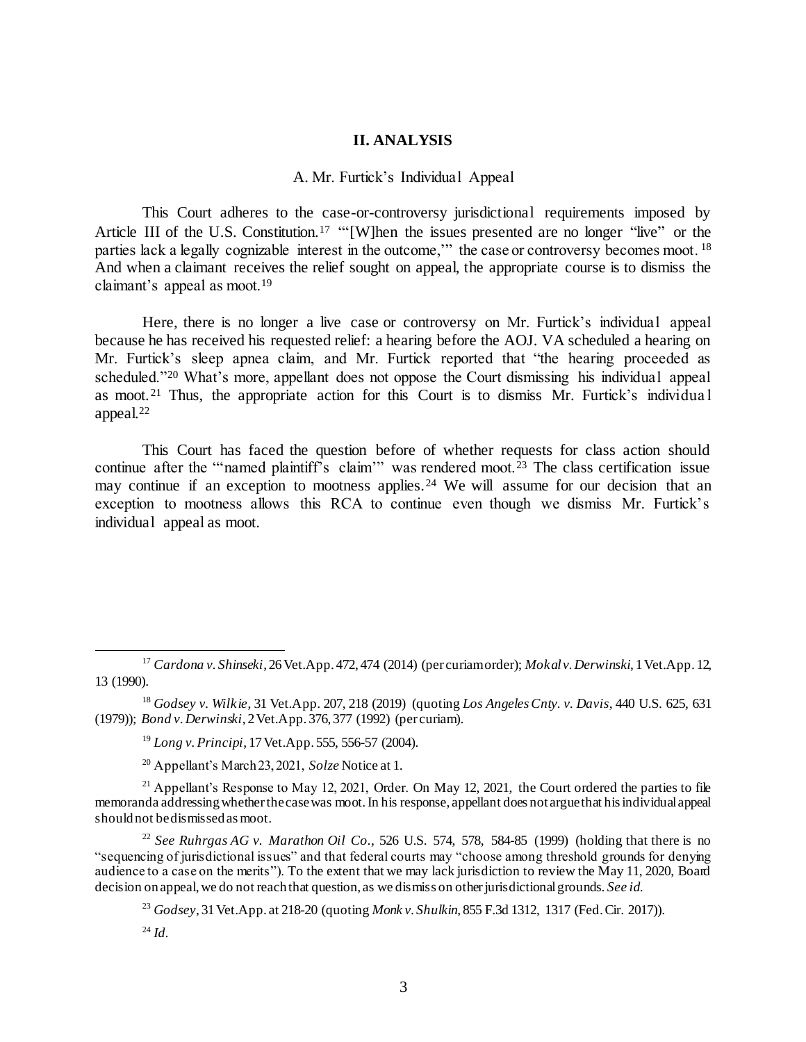## II. ANALYSIS

### A. Mr. Furtick's Individual Appeal

This Court adheres to the case-or-controversy jurisdictional requirements imposed by Article III of the U.S. Constitution.[17] "'[W]hen the issues presented are no longer "live" or the parties lack a legally cognizable interest in the outcome,'" the case or controversy becomes moot.[18] And when a claimant receives the relief sought on appeal, the appropriate course is to dismiss the claimant's appeal as moot.[19]

Here, there is no longer a live case or controversy on Mr. Furtick's individual appeal because he has received his requested relief: a hearing before the AOJ. VA scheduled a hearing on Mr. Furtick's sleep apnea claim, and Mr. Furtick reported that "the hearing proceeded as scheduled."[20] What's more, appellant does not oppose the Court dismissing his individual appeal as moot.[21] Thus, the appropriate action for this Court is to dismiss Mr. Furtick's individual appeal.[22]

This Court has faced the question before of whether requests for class action should continue after the "'named plaintiff's claim'" was rendered moot.[23] The class certification issue may continue if an exception to mootness applies.[24] We will assume for our decision that an exception to mootness allows this RCA to continue even though we dismiss Mr. Furtick's individual appeal as moot.

---

[17] *Cardona v. Shinseki*, 26 Vet.App. 472, 474 (2014) (per curiam order); *Mokal v. Derwinski*, 1 Vet.App. 12, 13 (1990).

[18] *Godsey v. Wilkie*, 31 Vet.App. 207, 218 (2019) (quoting *Los Angeles Cnty. v. Davis*, 440 U.S. 625, 631 (1979)); *Bond v. Derwinski*, 2 Vet.App. 376, 377 (1992) (per curiam).

[19] *Long v. Principi*, 17 Vet.App. 555, 556-57 (2004).

[20] Appellant's March 23, 2021, *Solze* Notice at 1.

[21] Appellant's Response to May 12, 2021, Order. On May 12, 2021, the Court ordered the parties to file memoranda addressing whether the case was moot. In his response, appellant does not argue that his individual appeal should not be dismissed as moot.

[22] *See Ruhrgas AG v. Marathon Oil Co*., 526 U.S. 574, 578, 584-85 (1999) (holding that there is no "sequencing of jurisdictional issues" and that federal courts may "choose among threshold grounds for denying audience to a case on the merits"). To the extent that we may lack jurisdiction to review the May 11, 2020, Board decision on appeal, we do not reach that question, as we dismiss on other jurisdictional grounds. *See id.*

[23] *Godsey*, 31 Vet.App. at 218-20 (quoting *Monk v. Shulkin*, 855 F.3d 1312, 1317 (Fed. Cir. 2017)).

[24] *Id*.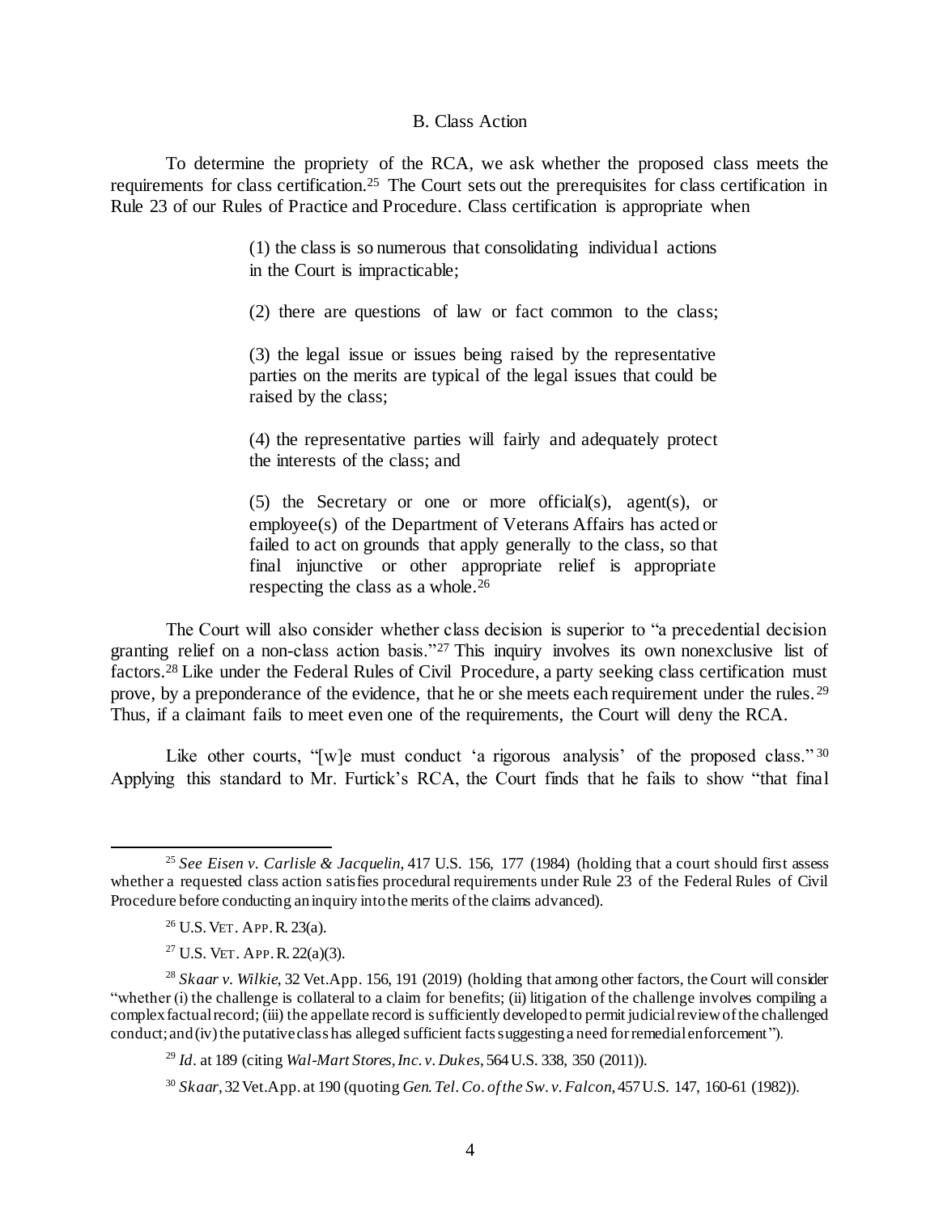### B. Class Action

To determine the propriety of the RCA, we ask whether the proposed class meets the requirements for class certification.[25] The Court sets out the prerequisites for class certification in Rule 23 of our Rules of Practice and Procedure. Class certification is appropriate when

> (1) the class is so numerous that consolidating individual actions in the Court is impracticable;
>
> (2) there are questions of law or fact common to the class;
>
> (3) the legal issue or issues being raised by the representative parties on the merits are typical of the legal issues that could be raised by the class;
>
> (4) the representative parties will fairly and adequately protect the interests of the class; and
>
> (5) the Secretary or one or more official(s), agent(s), or employee(s) of the Department of Veterans Affairs has acted or failed to act on grounds that apply generally to the class, so that final injunctive or other appropriate relief is appropriate respecting the class as a whole.[26]

The Court will also consider whether class decision is superior to "a precedential decision granting relief on a non-class action basis."[27] This inquiry involves its own nonexclusive list of factors.[28] Like under the Federal Rules of Civil Procedure, a party seeking class certification must prove, by a preponderance of the evidence, that he or she meets each requirement under the rules.[29] Thus, if a claimant fails to meet even one of the requirements, the Court will deny the RCA.

Like other courts, "[w]e must conduct 'a rigorous analysis' of the proposed class."[30] Applying this standard to Mr. Furtick's RCA, the Court finds that he fails to show "that final

---

[25] *See Eisen v. Carlisle & Jacquelin*, 417 U.S. 156, 177 (1984) (holding that a court should first assess whether a requested class action satisfies procedural requirements under Rule 23 of the Federal Rules of Civil Procedure before conducting an inquiry into the merits of the claims advanced).

[26] U.S. VET. APP. R. 23(a).

[27] U.S. VET. APP. R. 22(a)(3).

[28] *Skaar v. Wilkie*, 32 Vet.App. 156, 191 (2019) (holding that among other factors, the Court will consider "whether (i) the challenge is collateral to a claim for benefits; (ii) litigation of the challenge involves compiling a complex factual record; (iii) the appellate record is sufficiently developed to permit judicial review of the challenged conduct; and (iv) the putative class has alleged sufficient facts suggesting a need for remedial enforcement").

[29] *Id.* at 189 (citing *Wal-Mart Stores, Inc. v. Dukes*, 564 U.S. 338, 350 (2011)).

[30] *Skaar*, 32 Vet.App. at 190 (quoting *Gen. Tel. Co. of the Sw. v. Falcon*, 457 U.S. 147, 160-61 (1982)).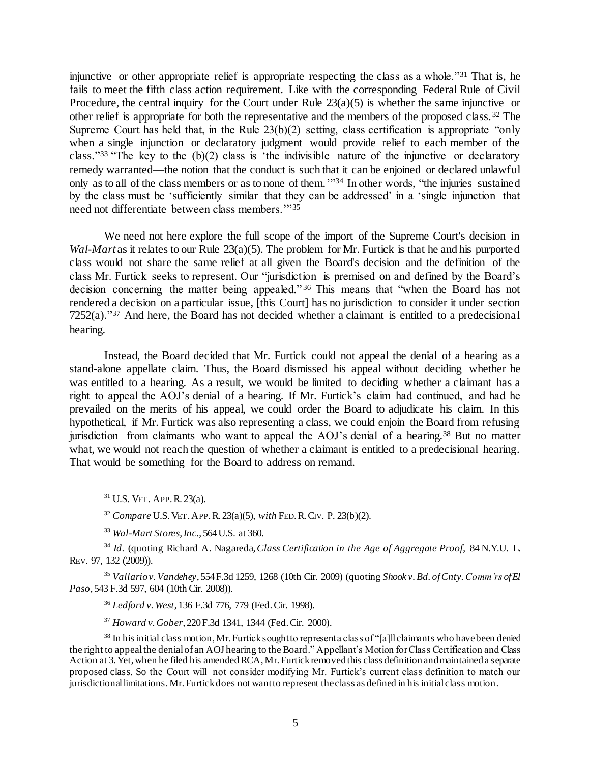injunctive or other appropriate relief is appropriate respecting the class as a whole."[31] That is, he fails to meet the fifth class action requirement. Like with the corresponding Federal Rule of Civil Procedure, the central inquiry for the Court under Rule 23(a)(5) is whether the same injunctive or other relief is appropriate for both the representative and the members of the proposed class.[32] The Supreme Court has held that, in the Rule 23(b)(2) setting, class certification is appropriate "only when a single injunction or declaratory judgment would provide relief to each member of the class."[33] "The key to the (b)(2) class is 'the indivisible nature of the injunctive or declaratory remedy warranted—the notion that the conduct is such that it can be enjoined or declared unlawful only as to all of the class members or as to none of them.'"[34] In other words, "the injuries sustained by the class must be 'sufficiently similar that they can be addressed' in a 'single injunction that need not differentiate between class members.'"[35]

We need not here explore the full scope of the import of the Supreme Court's decision in *Wal-Mart* as it relates to our Rule 23(a)(5). The problem for Mr. Furtick is that he and his purported class would not share the same relief at all given the Board's decision and the definition of the class Mr. Furtick seeks to represent. Our "jurisdiction is premised on and defined by the Board's decision concerning the matter being appealed."[36] This means that "when the Board has not rendered a decision on a particular issue, [this Court] has no jurisdiction to consider it under section 7252(a)."[37] And here, the Board has not decided whether a claimant is entitled to a predecisional hearing.

Instead, the Board decided that Mr. Furtick could not appeal the denial of a hearing as a stand-alone appellate claim. Thus, the Board dismissed his appeal without deciding whether he was entitled to a hearing. As a result, we would be limited to deciding whether a claimant has a right to appeal the AOJ's denial of a hearing. If Mr. Furtick's claim had continued, and had he prevailed on the merits of his appeal, we could order the Board to adjudicate his claim. In this hypothetical, if Mr. Furtick was also representing a class, we could enjoin the Board from refusing jurisdiction from claimants who want to appeal the AOJ's denial of a hearing.[38] But no matter what, we would not reach the question of whether a claimant is entitled to a predecisional hearing. That would be something for the Board to address on remand.

---

[31] U.S. VET. APP. R. 23(a).

[32] *Compare* U.S. VET. APP. R. 23(a)(5), *with* FED. R. CIV. P. 23(b)(2).

[33] *Wal-Mart Stores, Inc.*, 564 U.S. at 360.

[34] *Id.* (quoting Richard A. Nagareda, *Class Certification in the Age of Aggregate Proof*, 84 N.Y.U. L. REV. 97, 132 (2009)).

[35] *Vallario v. Vandehey*, 554 F.3d 1259, 1268 (10th Cir. 2009) (quoting *Shook v. Bd. of Cnty. Comm'rs of El Paso*, 543 F.3d 597, 604 (10th Cir. 2008)).

[36] *Ledford v. West*, 136 F.3d 776, 779 (Fed. Cir. 1998).

[37] *Howard v. Gober*, 220 F.3d 1341, 1344 (Fed. Cir. 2000).

[38] In his initial class motion, Mr. Furtick sought to represent a class of "[a]ll claimants who have been denied the right to appeal the denial of an AOJ hearing to the Board." Appellant's Motion for Class Certification and Class Action at 3. Yet, when he filed his amended RCA, Mr. Furtick removed this class definition and maintained a separate proposed class. So the Court will not consider modifying Mr. Furtick's current class definition to match our jurisdictional limitations. Mr. Furtick does not want to represent the class as defined in his initial class motion.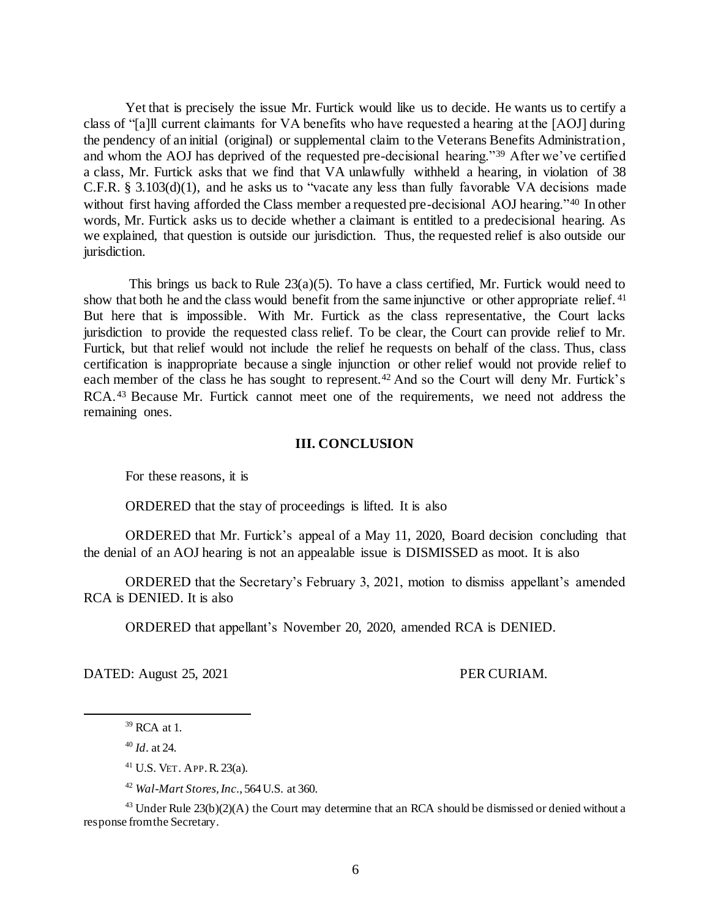Yet that is precisely the issue Mr. Furtick would like us to decide. He wants us to certify a class of "[a]ll current claimants for VA benefits who have requested a hearing at the [AOJ] during the pendency of an initial (original) or supplemental claim to the Veterans Benefits Administration, and whom the AOJ has deprived of the requested pre-decisional hearing."[39] After we've certified a class, Mr. Furtick asks that we find that VA unlawfully withheld a hearing, in violation of 38 C.F.R. § 3.103(d)(1), and he asks us to "vacate any less than fully favorable VA decisions made without first having afforded the Class member a requested pre-decisional AOJ hearing."[40] In other words, Mr. Furtick asks us to decide whether a claimant is entitled to a predecisional hearing. As we explained, that question is outside our jurisdiction. Thus, the requested relief is also outside our jurisdiction.

This brings us back to Rule 23(a)(5). To have a class certified, Mr. Furtick would need to show that both he and the class would benefit from the same injunctive or other appropriate relief.[41] But here that is impossible. With Mr. Furtick as the class representative, the Court lacks jurisdiction to provide the requested class relief. To be clear, the Court can provide relief to Mr. Furtick, but that relief would not include the relief he requests on behalf of the class. Thus, class certification is inappropriate because a single injunction or other relief would not provide relief to each member of the class he has sought to represent.[42] And so the Court will deny Mr. Furtick's RCA.[43] Because Mr. Furtick cannot meet one of the requirements, we need not address the remaining ones.

## III. CONCLUSION

For these reasons, it is

ORDERED that the stay of proceedings is lifted. It is also

ORDERED that Mr. Furtick's appeal of a May 11, 2020, Board decision concluding that the denial of an AOJ hearing is not an appealable issue is DISMISSED as moot. It is also

ORDERED that the Secretary's February 3, 2021, motion to dismiss appellant's amended RCA is DENIED. It is also

ORDERED that appellant's November 20, 2020, amended RCA is DENIED.

DATED: August 25, 2021 PER CURIAM.

---

[39] RCA at 1.

[40] *Id*. at 24.

[41] U.S. VET. APP. R. 23(a).

[42] *Wal-Mart Stores, Inc.*, 564 U.S. at 360.

[43] Under Rule 23(b)(2)(A) the Court may determine that an RCA should be dismissed or denied without a response from the Secretary.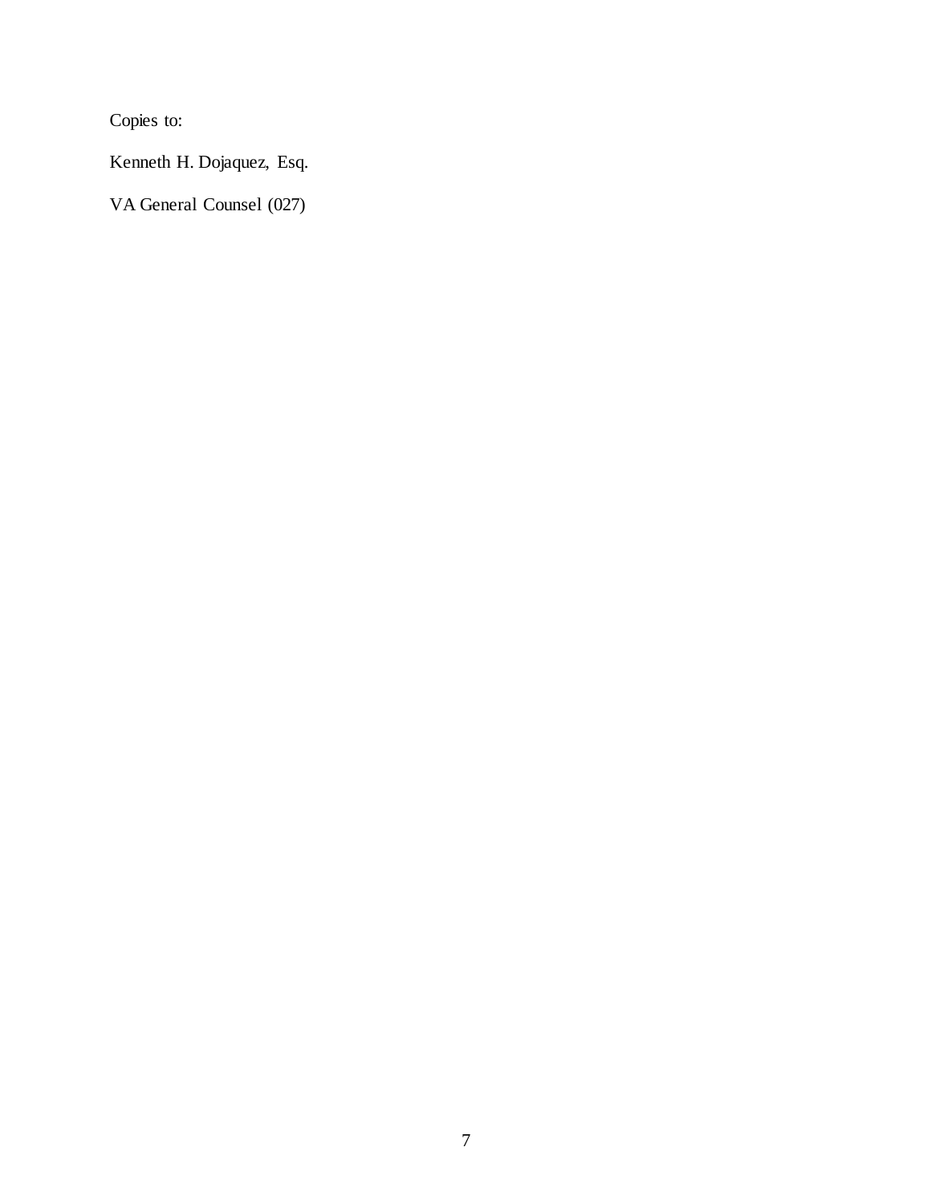Copies to:

Kenneth H. Dojaquez, Esq.

VA General Counsel (027)